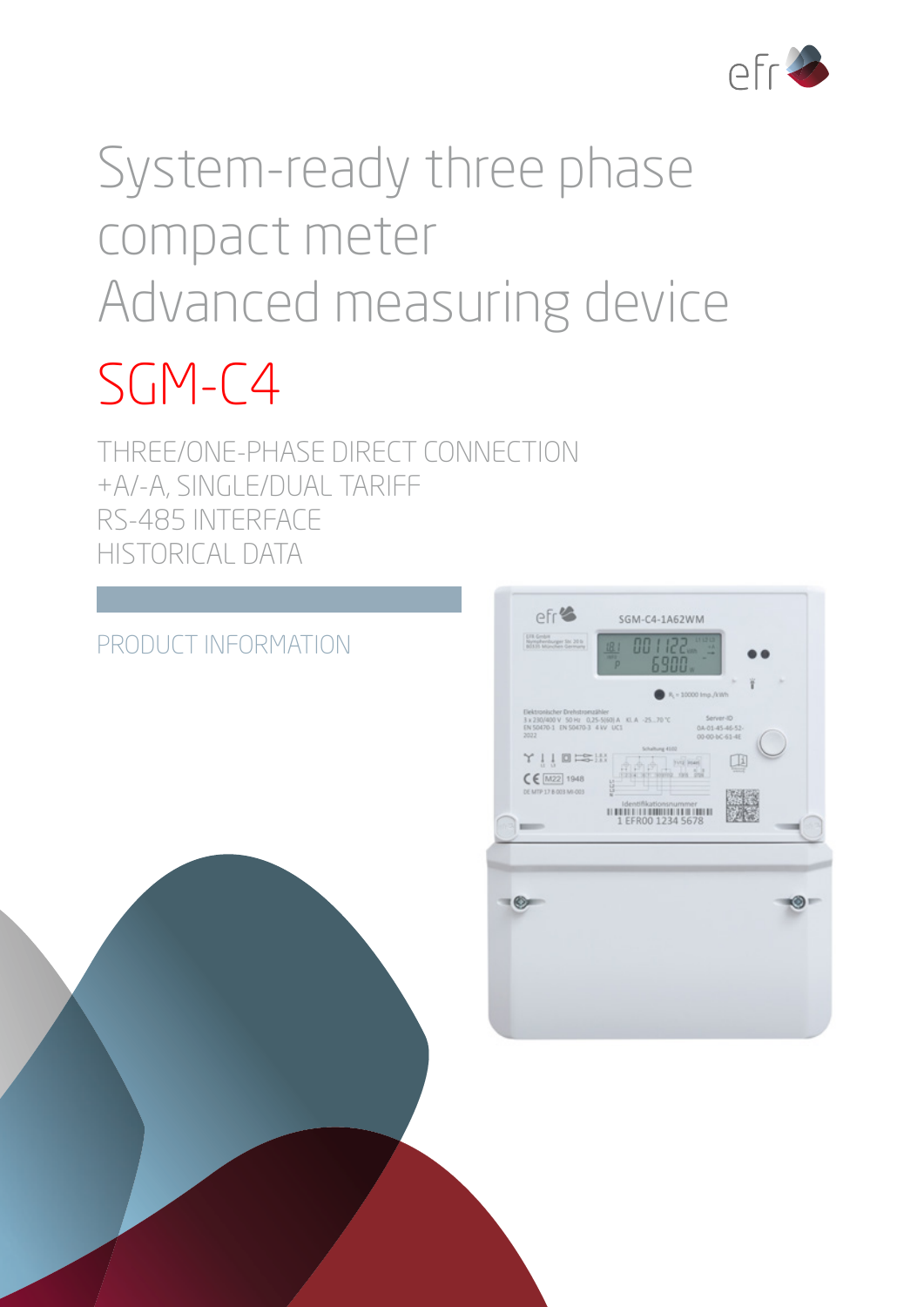# System-ready three phase compact meter
# Advanced measuring device

## SGM-C4

THREE/ONE-PHASE DIRECT CONNECTION
+A/-A, SINGLE/DUAL TARIFF
RS-485 INTERFACE
HISTORICAL DATA

PRODUCT INFORMATION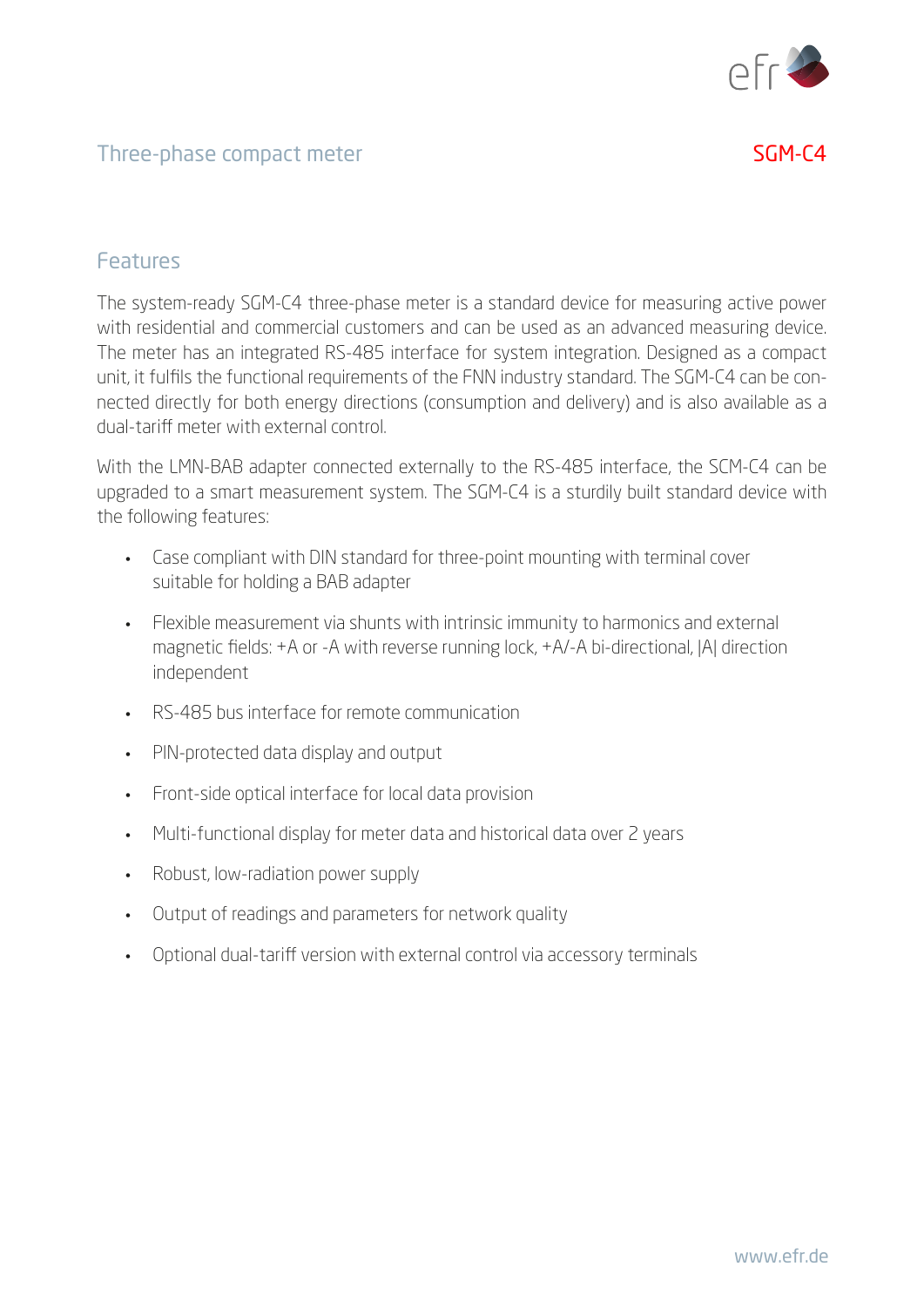Three-phase compact meter SGM-C4

## Features

The system-ready SGM-C4 three-phase meter is a standard device for measuring active power with residential and commercial customers and can be used as an advanced measuring device. The meter has an integrated RS-485 interface for system integration. Designed as a compact unit, it fulfils the functional requirements of the FNN industry standard. The SGM-C4 can be connected directly for both energy directions (consumption and delivery) and is also available as a dual-tariff meter with external control.

With the LMN-BAB adapter connected externally to the RS-485 interface, the SCM-C4 can be upgraded to a smart measurement system. The SGM-C4 is a sturdily built standard device with the following features:

- Case compliant with DIN standard for three-point mounting with terminal cover suitable for holding a BAB adapter
- Flexible measurement via shunts with intrinsic immunity to harmonics and external magnetic fields: +A or -A with reverse running lock, +A/-A bi-directional, |A| direction independent
- RS-485 bus interface for remote communication
- PIN-protected data display and output
- Front-side optical interface for local data provision
- Multi-functional display for meter data and historical data over 2 years
- Robust, low-radiation power supply
- Output of readings and parameters for network quality
- Optional dual-tariff version with external control via accessory terminals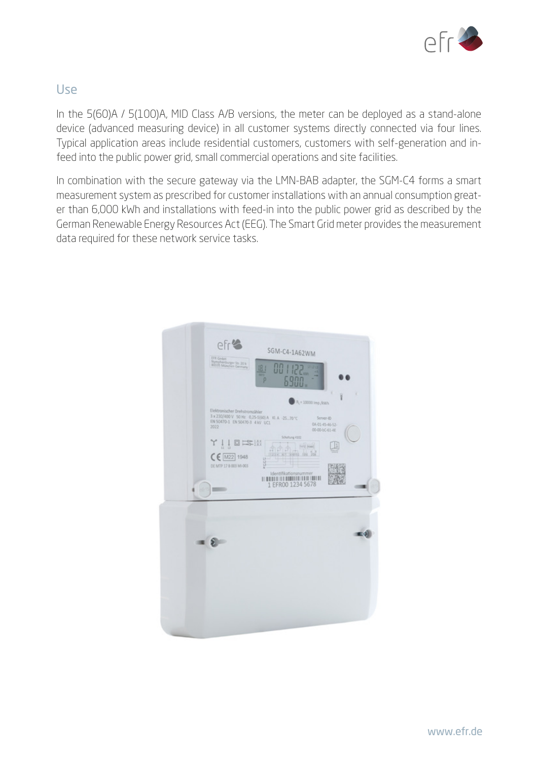## Use

In the 5(60)A / 5(100)A, MID Class A/B versions, the meter can be deployed as a stand-alone device (advanced measuring device) in all customer systems directly connected via four lines. Typical application areas include residential customers, customers with self-generation and in-feed into the public power grid, small commercial operations and site facilities.

In combination with the secure gateway via the LMN-BAB adapter, the SGM-C4 forms a smart measurement system as prescribed for customer installations with an annual consumption greater than 6,000 kWh and installations with feed-in into the public power grid as described by the German Renewable Energy Resources Act (EEG). The Smart Grid meter provides the measurement data required for these network service tasks.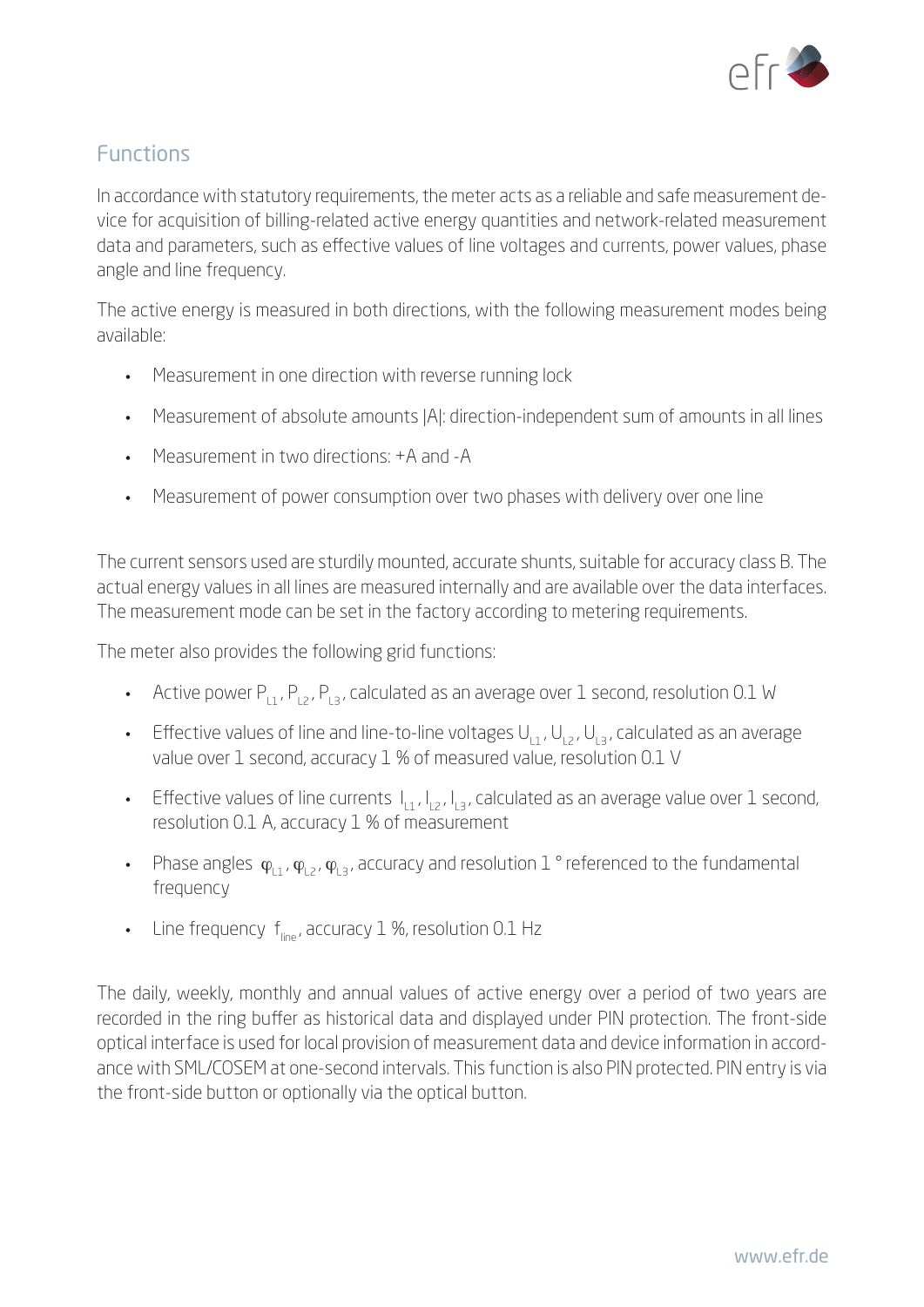## Functions

In accordance with statutory requirements, the meter acts as a reliable and safe measurement device for acquisition of billing-related active energy quantities and network-related measurement data and parameters, such as effective values of line voltages and currents, power values, phase angle and line frequency.

The active energy is measured in both directions, with the following measurement modes being available:

- Measurement in one direction with reverse running lock
- Measurement of absolute amounts |A|: direction-independent sum of amounts in all lines
- Measurement in two directions: +A and -A
- Measurement of power consumption over two phases with delivery over one line

The current sensors used are sturdily mounted, accurate shunts, suitable for accuracy class B. The actual energy values in all lines are measured internally and are available over the data interfaces. The measurement mode can be set in the factory according to metering requirements.

The meter also provides the following grid functions:

- Active power $P_{L1}$, $P_{L2}$, $P_{L3}$, calculated as an average over 1 second, resolution 0.1 W
- Effective values of line and line-to-line voltages $U_{L1}$, $U_{L2}$, $U_{L3}$, calculated as an average value over 1 second, accuracy 1 % of measured value, resolution 0.1 V
- Effective values of line currents $I_{L1}$, $I_{L2}$, $I_{L3}$, calculated as an average value over 1 second, resolution 0.1 A, accuracy 1 % of measurement
- Phase angles $\varphi_{L1}$, $\varphi_{L2}$, $\varphi_{L3}$, accuracy and resolution 1 ° referenced to the fundamental frequency
- Line frequency $f_{line}$, accuracy 1 %, resolution 0.1 Hz

The daily, weekly, monthly and annual values of active energy over a period of two years are recorded in the ring buffer as historical data and displayed under PIN protection. The front-side optical interface is used for local provision of measurement data and device information in accordance with SML/COSEM at one-second intervals. This function is also PIN protected. PIN entry is via the front-side button or optionally via the optical button.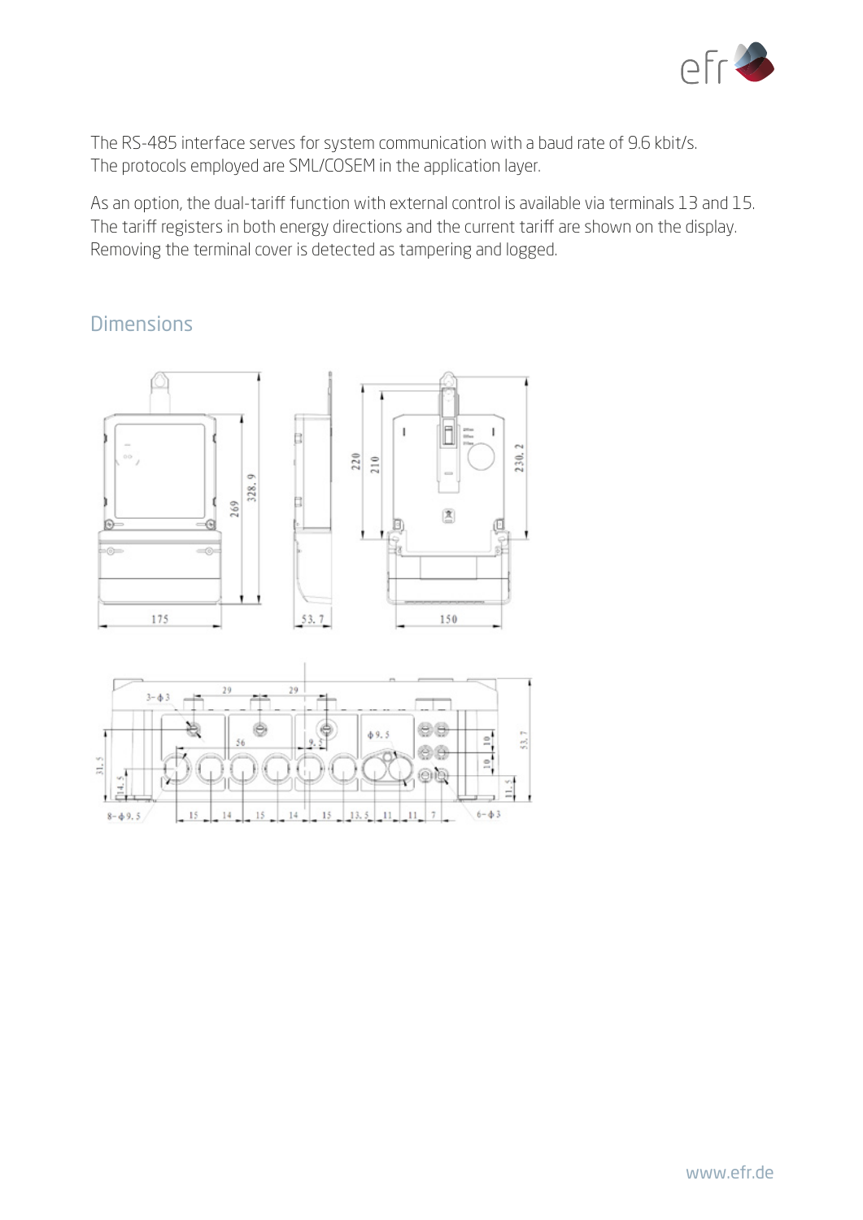The RS-485 interface serves for system communication with a baud rate of 9.6 kbit/s. The protocols employed are SML/COSEM in the application layer.

As an option, the dual-tariff function with external control is available via terminals 13 and 15. The tariff registers in both energy directions and the current tariff are shown on the display. Removing the terminal cover is detected as tampering and logged.

## Dimensions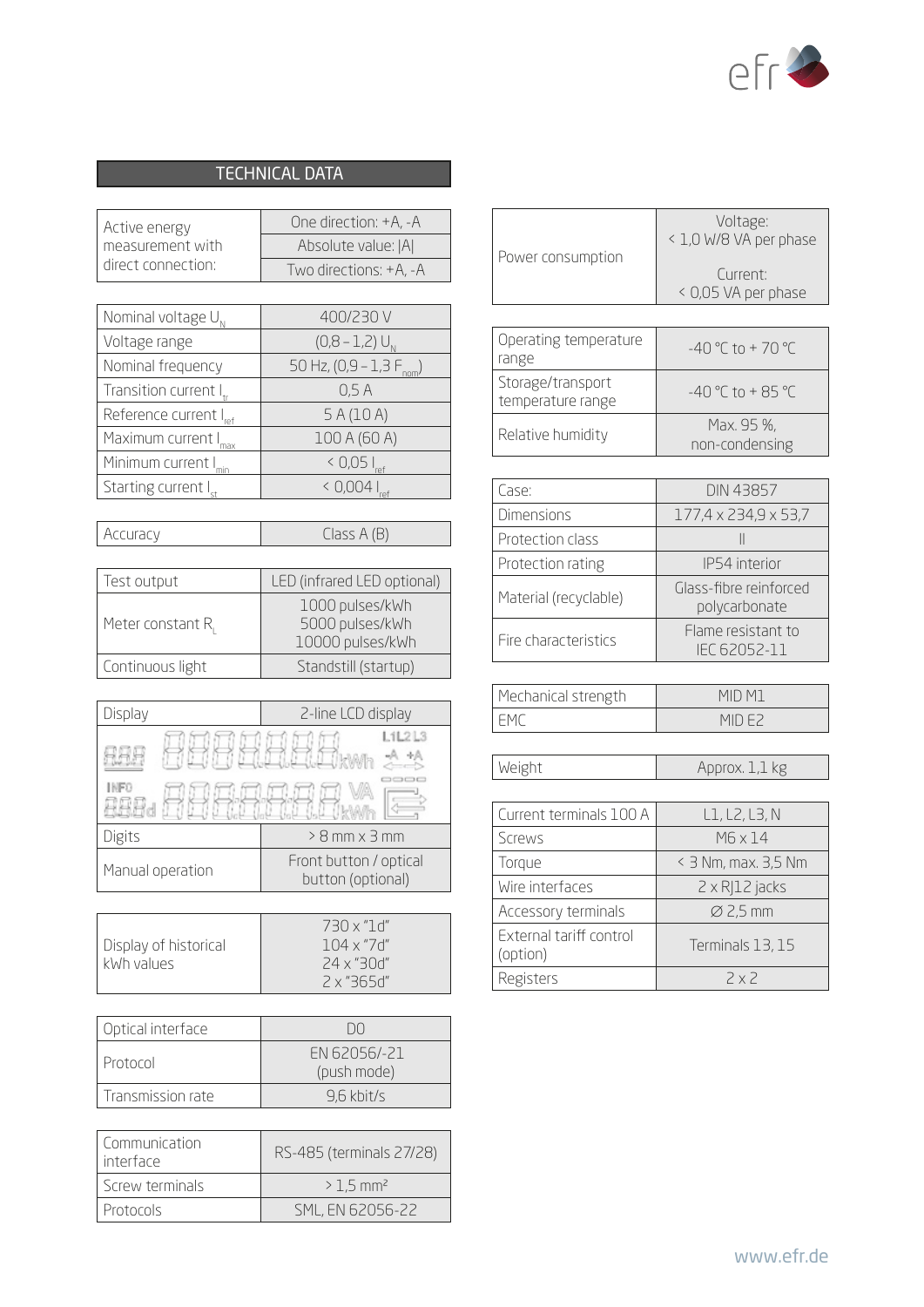## TECHNICAL DATA

| Active energy measurement with direct connection: | One direction: +A, -A |
|---|---|
| | Absolute value: \|A\| |
| | Two directions: +A, -A |

| Nominal voltage $U_N$ | 400/230 V |
|---|---|
| Voltage range | (0,8 – 1,2) $U_N$ |
| Nominal frequency | 50 Hz, (0,9 – 1,3 $F_{nom}$) |
| Transition current $I_{tr}$ | 0,5 A |
| Reference current $I_{ref}$ | 5 A (10 A) |
| Maximum current $I_{max}$ | 100 A (60 A) |
| Minimum current $I_{min}$ | < 0,05 $I_{ref}$ |
| Starting current $I_{st}$ | < 0,004 $I_{ref}$ |

| Accuracy | Class A (B) |
|---|---|

| Test output | LED (infrared LED optional) |
|---|---|
| Meter constant $R_L$ | 1000 pulses/kWh<br>5000 pulses/kWh<br>10000 pulses/kWh |
| Continuous light | Standstill (startup) |

| Display | 2-line LCD display |
|---|---|
| Digits | > 8 mm x 3 mm |
| Manual operation | Front button / optical button (optional) |

| Display of historical kWh values | 730 x "1d"<br>104 x "7d"<br>24 x "30d"<br>2 x "365d" |
|---|---|

| Optical interface | D0 |
|---|---|
| Protocol | EN 62056/-21 (push mode) |
| Transmission rate | 9,6 kbit/s |

| Communication interface | RS-485 (terminals 27/28) |
|---|---|
| Screw terminals | > 1,5 mm² |
| Protocols | SML, EN 62056-22 |

| Power consumption | Voltage:<br>< 1,0 W/8 VA per phase<br><br>Current:<br>< 0,05 VA per phase |
|---|---|

| Operating temperature range | -40 °C to + 70 °C |
|---|---|
| Storage/transport temperature range | -40 °C to + 85 °C |
| Relative humidity | Max. 95 %, non-condensing |

| Case: | DIN 43857 |
|---|---|
| Dimensions | 177,4 x 234,9 x 53,7 |
| Protection class | II |
| Protection rating | IP54 interior |
| Material (recyclable) | Glass-fibre reinforced polycarbonate |
| Fire characteristics | Flame resistant to IEC 62052-11 |

| Mechanical strength | MID M1 |
|---|---|
| EMC | MID E2 |

| Weight | Approx. 1,1 kg |
|---|---|

| Current terminals 100 A | L1, L2, L3, N |
|---|---|
| Screws | M6 x 14 |
| Torque | < 3 Nm, max. 3,5 Nm |
| Wire interfaces | 2 x RJ12 jacks |
| Accessory terminals | ∅ 2,5 mm |
| External tariff control (option) | Terminals 13, 15 |
| Registers | 2 x 2 |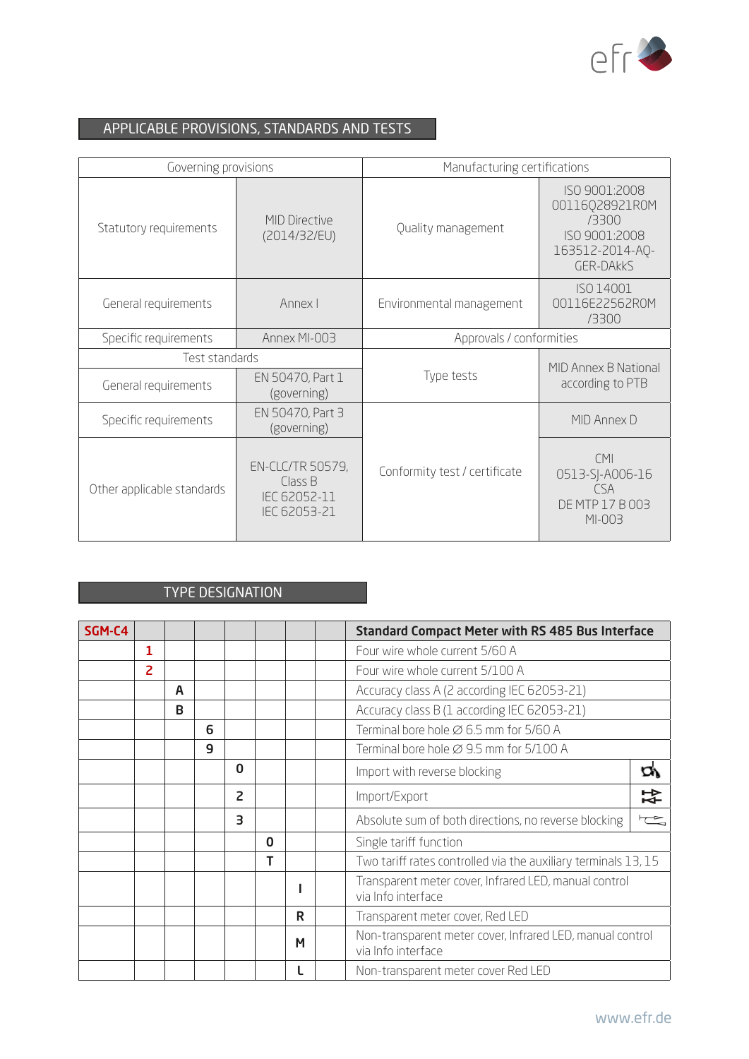## APPLICABLE PROVISIONS, STANDARDS AND TESTS

| Governing provisions | | Manufacturing certifications | |
|---|---|---|---|
| Statutory requirements | MID Directive (2014/32/EU) | Quality management | ISO 9001:2008 00116Q28921R0M /3300 ISO 9001:2008 163512-2014-AQ-GER-DAkkS |
| General requirements | Annex I | Environmental management | ISO 14001 00116E22562R0M /3300 |
| Specific requirements | Annex MI-003 | Approvals / conformities | |
| Test standards | | Type tests | MID Annex B National according to PTB |
| General requirements | EN 50470, Part 1 (governing) | | |
| Specific requirements | EN 50470, Part 3 (governing) | Conformity test / certificate | MID Annex D |
| Other applicable standards | EN-CLC/TR 50579, Class B IEC 62052-11 IEC 62053-21 | | CMI 0513-SJ-A006-16 CSA DE MTP 17 B 003 MI-003 |

## TYPE DESIGNATION

| SGM-C4 | | | | | | | | **Standard Compact Meter with RS 485 Bus Interface** |
|---|---|---|---|---|---|---|---|---|
| | 1 | | | | | | | Four wire whole current 5/60 A |
| | 2 | | | | | | | Four wire whole current 5/100 A |
| | | A | | | | | | Accuracy class A (2 according IEC 62053-21) |
| | | B | | | | | | Accuracy class B (1 according IEC 62053-21) |
| | | | 6 | | | | | Terminal bore hole Ø 6.5 mm for 5/60 A |
| | | | 9 | | | | | Terminal bore hole Ø 9.5 mm for 5/100 A |
| | | | | 0 | | | | Import with reverse blocking |
| | | | | 2 | | | | Import/Export |
| | | | | 3 | | | | Absolute sum of both directions, no reverse blocking |
| | | | | | 0 | | | Single tariff function |
| | | | | | T | | | Two tariff rates controlled via the auxiliary terminals 13, 15 |
| | | | | | | I | | Transparent meter cover, Infrared LED, manual control via Info interface |
| | | | | | | R | | Transparent meter cover, Red LED |
| | | | | | | M | | Non-transparent meter cover, Infrared LED, manual control via Info interface |
| | | | | | | L | | Non-transparent meter cover Red LED |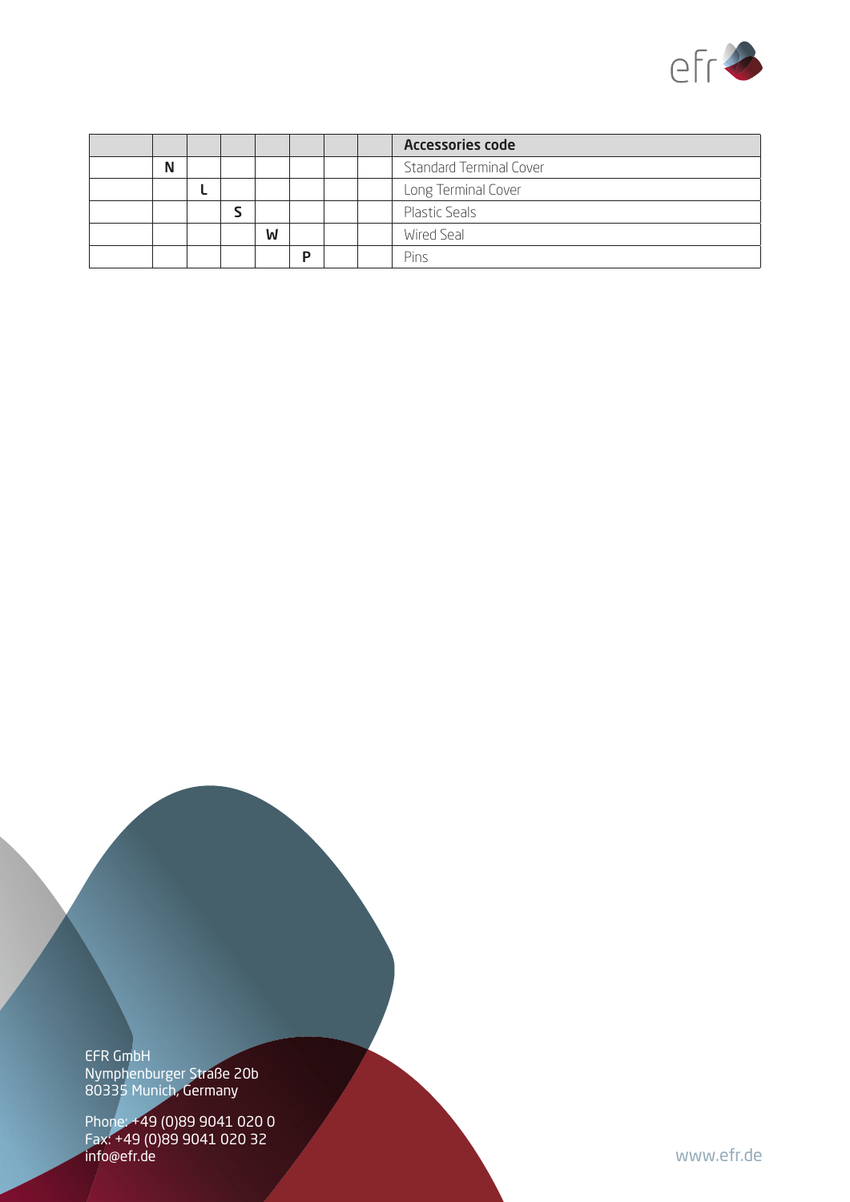| | | | | | | | Accessories code |
|---|---|---|---|---|---|---|---|
| | N | | | | | | Standard Terminal Cover |
| | | L | | | | | Long Terminal Cover |
| | | | S | | | | Plastic Seals |
| | | | | W | | | Wired Seal |
| | | | | | P | | Pins |

EFR GmbH
Nymphenburger Straße 20b
80335 Munich, Germany

Phone: +49 (0)89 9041 020 0
Fax: +49 (0)89 9041 020 32
info@efr.de

www.efr.de